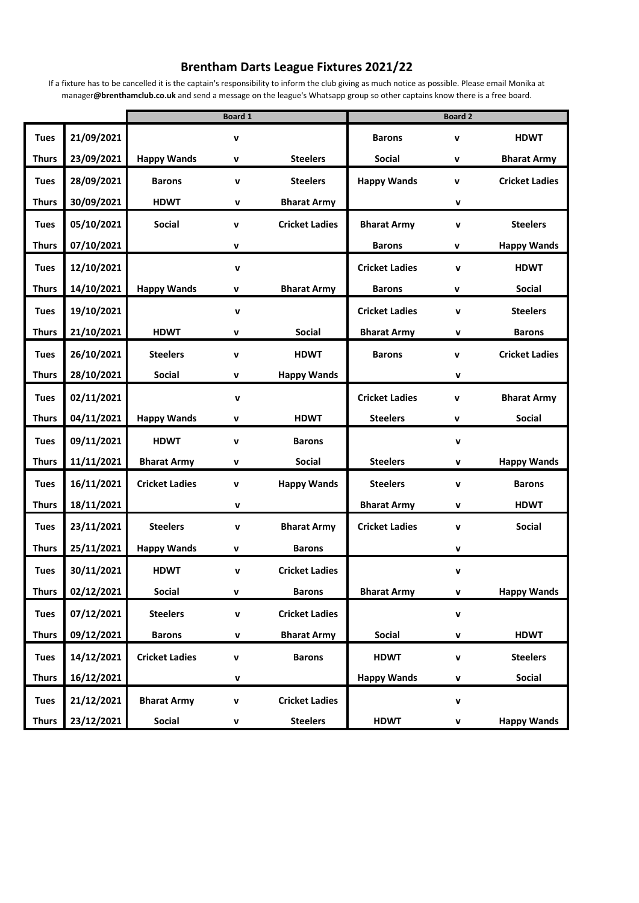# Brentham Darts League Fixtures 2021/22

If a fixture has to be cancelled it is the captain's responsibility to inform the club giving as much notice as possible. Please email Monika at manager**@brenthamclub.co.uk** and send a message on the league's Whatsapp group so other captains know there is a free board.

| | | Board 1 | | | Board 2 | | |
|---|---|---|---|---|---|---|---|
| **Tues** | **21/09/2021** | | **v** | | **Barons** | **v** | **HDWT** |
| **Thurs** | **23/09/2021** | **Happy Wands** | **v** | **Steelers** | **Social** | **v** | **Bharat Army** |
| **Tues** | **28/09/2021** | **Barons** | **v** | **Steelers** | **Happy Wands** | **v** | **Cricket Ladies** |
| **Thurs** | **30/09/2021** | **HDWT** | **v** | **Bharat Army** | | **v** | |
| **Tues** | **05/10/2021** | **Social** | **v** | **Cricket Ladies** | **Bharat Army** | **v** | **Steelers** |
| **Thurs** | **07/10/2021** | | **v** | | **Barons** | **v** | **Happy Wands** |
| **Tues** | **12/10/2021** | | **v** | | **Cricket Ladies** | **v** | **HDWT** |
| **Thurs** | **14/10/2021** | **Happy Wands** | **v** | **Bharat Army** | **Barons** | **v** | **Social** |
| **Tues** | **19/10/2021** | | **v** | | **Cricket Ladies** | **v** | **Steelers** |
| **Thurs** | **21/10/2021** | **HDWT** | **v** | **Social** | **Bharat Army** | **v** | **Barons** |
| **Tues** | **26/10/2021** | **Steelers** | **v** | **HDWT** | **Barons** | **v** | **Cricket Ladies** |
| **Thurs** | **28/10/2021** | **Social** | **v** | **Happy Wands** | | **v** | |
| **Tues** | **02/11/2021** | | **v** | | **Cricket Ladies** | **v** | **Bharat Army** |
| **Thurs** | **04/11/2021** | **Happy Wands** | **v** | **HDWT** | **Steelers** | **v** | **Social** |
| **Tues** | **09/11/2021** | **HDWT** | **v** | **Barons** | | **v** | |
| **Thurs** | **11/11/2021** | **Bharat Army** | **v** | **Social** | **Steelers** | **v** | **Happy Wands** |
| **Tues** | **16/11/2021** | **Cricket Ladies** | **v** | **Happy Wands** | **Steelers** | **v** | **Barons** |
| **Thurs** | **18/11/2021** | | **v** | | **Bharat Army** | **v** | **HDWT** |
| **Tues** | **23/11/2021** | **Steelers** | **v** | **Bharat Army** | **Cricket Ladies** | **v** | **Social** |
| **Thurs** | **25/11/2021** | **Happy Wands** | **v** | **Barons** | | **v** | |
| **Tues** | **30/11/2021** | **HDWT** | **v** | **Cricket Ladies** | | **v** | |
| **Thurs** | **02/12/2021** | **Social** | **v** | **Barons** | **Bharat Army** | **v** | **Happy Wands** |
| **Tues** | **07/12/2021** | **Steelers** | **v** | **Cricket Ladies** | | **v** | |
| **Thurs** | **09/12/2021** | **Barons** | **v** | **Bharat Army** | **Social** | **v** | **HDWT** |
| **Tues** | **14/12/2021** | **Cricket Ladies** | **v** | **Barons** | **HDWT** | **v** | **Steelers** |
| **Thurs** | **16/12/2021** | | **v** | | **Happy Wands** | **v** | **Social** |
| **Tues** | **21/12/2021** | **Bharat Army** | **v** | **Cricket Ladies** | | **v** | |
| **Thurs** | **23/12/2021** | **Social** | **v** | **Steelers** | **HDWT** | **v** | **Happy Wands** |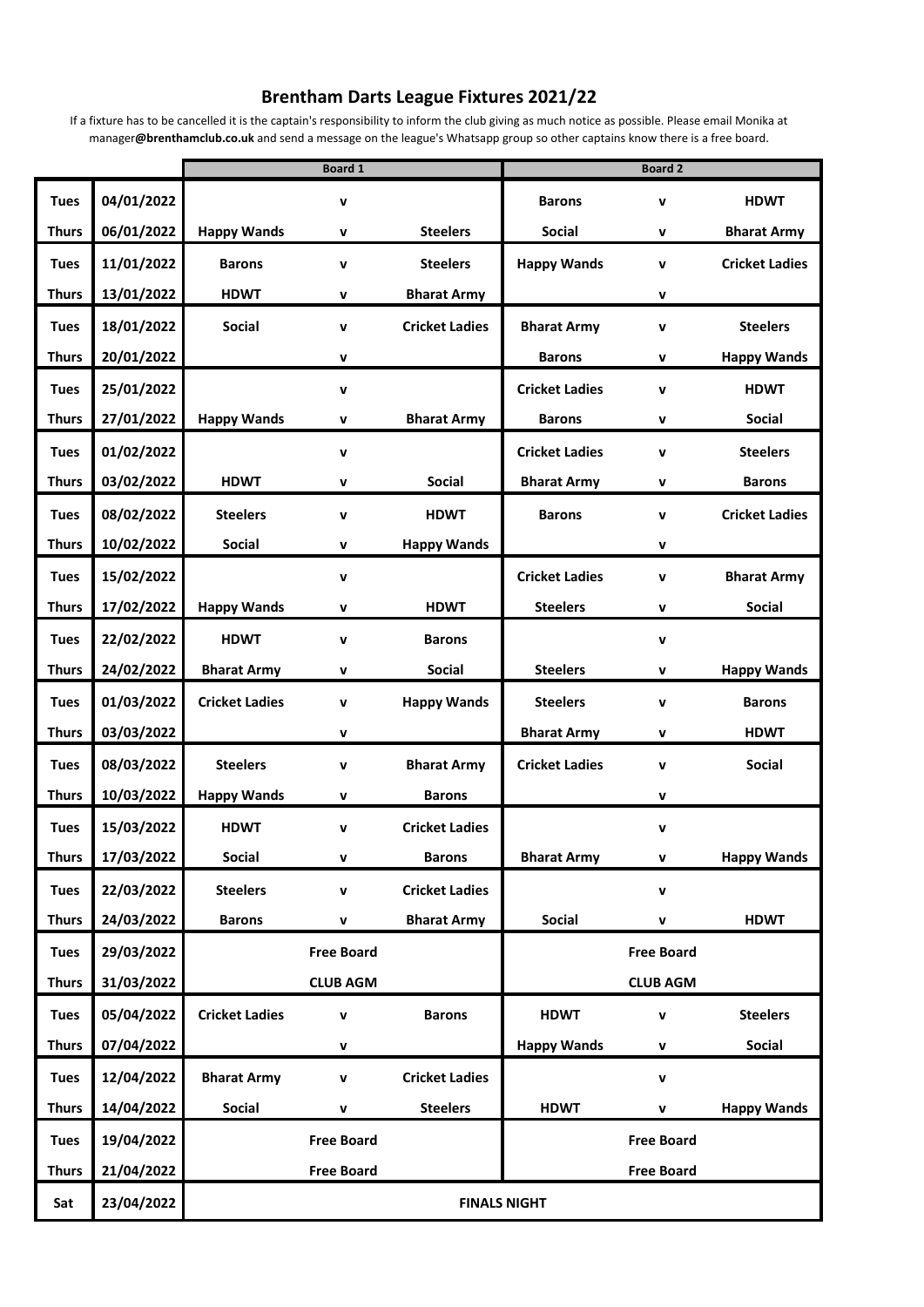# Brentham Darts League Fixtures 2021/22

If a fixture has to be cancelled it is the captain's responsibility to inform the club giving as much notice as possible. Please email Monika at manager**@brenthamclub.co.uk** and send a message on the league's Whatsapp group so other captains know there is a free board.

| | | Board 1 | | | Board 2 | | |
|---|---|---|---|---|---|---|---|
| **Tues** | **04/01/2022** | | v | | **Barons** | v | **HDWT** |
| **Thurs** | **06/01/2022** | **Happy Wands** | v | **Steelers** | **Social** | v | **Bharat Army** |
| **Tues** | **11/01/2022** | **Barons** | v | **Steelers** | **Happy Wands** | v | **Cricket Ladies** |
| **Thurs** | **13/01/2022** | **HDWT** | v | **Bharat Army** | | v | |
| **Tues** | **18/01/2022** | **Social** | v | **Cricket Ladies** | **Bharat Army** | v | **Steelers** |
| **Thurs** | **20/01/2022** | | v | | **Barons** | v | **Happy Wands** |
| **Tues** | **25/01/2022** | | v | | **Cricket Ladies** | v | **HDWT** |
| **Thurs** | **27/01/2022** | **Happy Wands** | v | **Bharat Army** | **Barons** | v | **Social** |
| **Tues** | **01/02/2022** | | v | | **Cricket Ladies** | v | **Steelers** |
| **Thurs** | **03/02/2022** | **HDWT** | v | **Social** | **Bharat Army** | v | **Barons** |
| **Tues** | **08/02/2022** | **Steelers** | v | **HDWT** | **Barons** | v | **Cricket Ladies** |
| **Thurs** | **10/02/2022** | **Social** | v | **Happy Wands** | | v | |
| **Tues** | **15/02/2022** | | v | | **Cricket Ladies** | v | **Bharat Army** |
| **Thurs** | **17/02/2022** | **Happy Wands** | v | **HDWT** | **Steelers** | v | **Social** |
| **Tues** | **22/02/2022** | **HDWT** | v | **Barons** | | v | |
| **Thurs** | **24/02/2022** | **Bharat Army** | v | **Social** | **Steelers** | v | **Happy Wands** |
| **Tues** | **01/03/2022** | **Cricket Ladies** | v | **Happy Wands** | **Steelers** | v | **Barons** |
| **Thurs** | **03/03/2022** | | v | | **Bharat Army** | v | **HDWT** |
| **Tues** | **08/03/2022** | **Steelers** | v | **Bharat Army** | **Cricket Ladies** | v | **Social** |
| **Thurs** | **10/03/2022** | **Happy Wands** | v | **Barons** | | v | |
| **Tues** | **15/03/2022** | **HDWT** | v | **Cricket Ladies** | | v | |
| **Thurs** | **17/03/2022** | **Social** | v | **Barons** | **Bharat Army** | v | **Happy Wands** |
| **Tues** | **22/03/2022** | **Steelers** | v | **Cricket Ladies** | | v | |
| **Thurs** | **24/03/2022** | **Barons** | v | **Bharat Army** | **Social** | v | **HDWT** |
| **Tues** | **29/03/2022** | | **Free Board** | | | **Free Board** | |
| **Thurs** | **31/03/2022** | | **CLUB AGM** | | | **CLUB AGM** | |
| **Tues** | **05/04/2022** | **Cricket Ladies** | v | **Barons** | **HDWT** | v | **Steelers** |
| **Thurs** | **07/04/2022** | | v | | **Happy Wands** | v | **Social** |
| **Tues** | **12/04/2022** | **Bharat Army** | v | **Cricket Ladies** | | v | |
| **Thurs** | **14/04/2022** | **Social** | v | **Steelers** | **HDWT** | v | **Happy Wands** |
| **Tues** | **19/04/2022** | | **Free Board** | | | **Free Board** | |
| **Thurs** | **21/04/2022** | | **Free Board** | | | **Free Board** | |
| **Sat** | **23/04/2022** | | | **FINALS NIGHT** | | | |